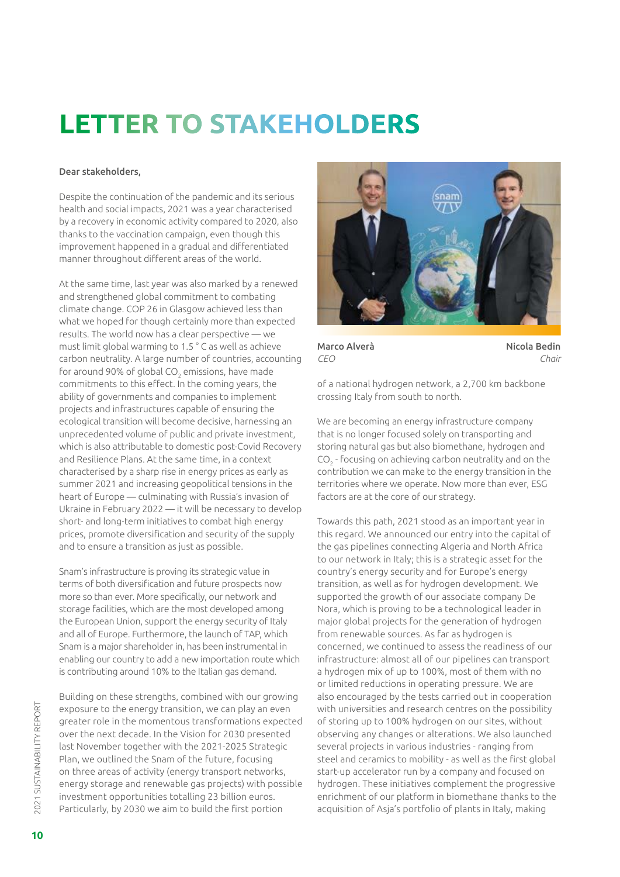# LETTER TO STAKEHOLDERS

Dear stakeholders,

Despite the continuation of the pandemic and its serious health and social impacts, 2021 was a year characterised by a recovery in economic activity compared to 2020, also thanks to the vaccination campaign, even though this improvement happened in a gradual and differentiated manner throughout different areas of the world.

At the same time, last year was also marked by a renewed and strengthened global commitment to combating climate change. COP 26 in Glasgow achieved less than what we hoped for though certainly more than expected results. The world now has a clear perspective — we must limit global warming to 1.5 ° C as well as achieve carbon neutrality. A large number of countries, accounting for around 90% of global $CO_2$ emissions, have made commitments to this effect. In the coming years, the ability of governments and companies to implement projects and infrastructures capable of ensuring the ecological transition will become decisive, harnessing an unprecedented volume of public and private investment, which is also attributable to domestic post-Covid Recovery and Resilience Plans. At the same time, in a context characterised by a sharp rise in energy prices as early as summer 2021 and increasing geopolitical tensions in the heart of Europe — culminating with Russia's invasion of Ukraine in February 2022 — it will be necessary to develop short- and long-term initiatives to combat high energy prices, promote diversification and security of the supply and to ensure a transition as just as possible.

Snam's infrastructure is proving its strategic value in terms of both diversification and future prospects now more so than ever. More specifically, our network and storage facilities, which are the most developed among the European Union, support the energy security of Italy and all of Europe. Furthermore, the launch of TAP, which Snam is a major shareholder in, has been instrumental in enabling our country to add a new importation route which is contributing around 10% to the Italian gas demand.

Building on these strengths, combined with our growing exposure to the energy transition, we can play an even greater role in the momentous transformations expected over the next decade. In the Vision for 2030 presented last November together with the 2021-2025 Strategic Plan, we outlined the Snam of the future, focusing on three areas of activity (energy transport networks, energy storage and renewable gas projects) with possible investment opportunities totalling 23 billion euros. Particularly, by 2030 we aim to build the first portion of a national hydrogen network, a 2,700 km backbone crossing Italy from south to north.

Marco Alverà
*CEO*

Nicola Bedin
*Chair*

We are becoming an energy infrastructure company that is no longer focused solely on transporting and storing natural gas but also biomethane, hydrogen and $CO_2$ - focusing on achieving carbon neutrality and on the contribution we can make to the energy transition in the territories where we operate. Now more than ever, ESG factors are at the core of our strategy.

Towards this path, 2021 stood as an important year in this regard. We announced our entry into the capital of the gas pipelines connecting Algeria and North Africa to our network in Italy; this is a strategic asset for the country's energy security and for Europe's energy transition, as well as for hydrogen development. We supported the growth of our associate company De Nora, which is proving to be a technological leader in major global projects for the generation of hydrogen from renewable sources. As far as hydrogen is concerned, we continued to assess the readiness of our infrastructure: almost all of our pipelines can transport a hydrogen mix of up to 100%, most of them with no or limited reductions in operating pressure. We are also encouraged by the tests carried out in cooperation with universities and research centres on the possibility of storing up to 100% hydrogen on our sites, without observing any changes or alterations. We also launched several projects in various industries - ranging from steel and ceramics to mobility - as well as the first global start-up accelerator run by a company and focused on hydrogen. These initiatives complement the progressive enrichment of our platform in biomethane thanks to the acquisition of Asja's portfolio of plants in Italy, making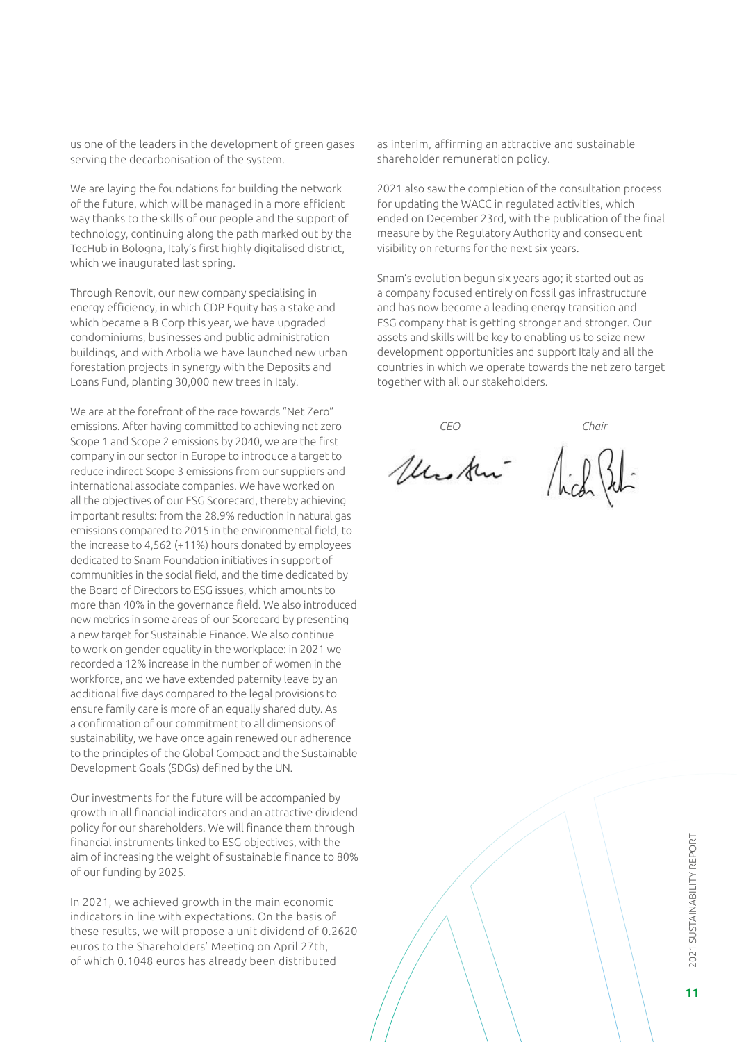us one of the leaders in the development of green gases serving the decarbonisation of the system.

We are laying the foundations for building the network of the future, which will be managed in a more efficient way thanks to the skills of our people and the support of technology, continuing along the path marked out by the TecHub in Bologna, Italy's first highly digitalised district, which we inaugurated last spring.

Through Renovit, our new company specialising in energy efficiency, in which CDP Equity has a stake and which became a B Corp this year, we have upgraded condominiums, businesses and public administration buildings, and with Arbolia we have launched new urban forestation projects in synergy with the Deposits and Loans Fund, planting 30,000 new trees in Italy.

We are at the forefront of the race towards "Net Zero" emissions. After having committed to achieving net zero Scope 1 and Scope 2 emissions by 2040, we are the first company in our sector in Europe to introduce a target to reduce indirect Scope 3 emissions from our suppliers and international associate companies. We have worked on all the objectives of our ESG Scorecard, thereby achieving important results: from the 28.9% reduction in natural gas emissions compared to 2015 in the environmental field, to the increase to 4,562 (+11%) hours donated by employees dedicated to Snam Foundation initiatives in support of communities in the social field, and the time dedicated by the Board of Directors to ESG issues, which amounts to more than 40% in the governance field. We also introduced new metrics in some areas of our Scorecard by presenting a new target for Sustainable Finance. We also continue to work on gender equality in the workplace: in 2021 we recorded a 12% increase in the number of women in the workforce, and we have extended paternity leave by an additional five days compared to the legal provisions to ensure family care is more of an equally shared duty. As a confirmation of our commitment to all dimensions of sustainability, we have once again renewed our adherence to the principles of the Global Compact and the Sustainable Development Goals (SDGs) defined by the UN.

Our investments for the future will be accompanied by growth in all financial indicators and an attractive dividend policy for our shareholders. We will finance them through financial instruments linked to ESG objectives, with the aim of increasing the weight of sustainable finance to 80% of our funding by 2025.

In 2021, we achieved growth in the main economic indicators in line with expectations. On the basis of these results, we will propose a unit dividend of 0.2620 euros to the Shareholders' Meeting on April 27th, of which 0.1048 euros has already been distributed as interim, affirming an attractive and sustainable shareholder remuneration policy.

2021 also saw the completion of the consultation process for updating the WACC in regulated activities, which ended on December 23rd, with the publication of the final measure by the Regulatory Authority and consequent visibility on returns for the next six years.

Snam's evolution begun six years ago; it started out as a company focused entirely on fossil gas infrastructure and has now become a leading energy transition and ESG company that is getting stronger and stronger. Our assets and skills will be key to enabling us to seize new development opportunities and support Italy and all the countries in which we operate towards the net zero target together with all our stakeholders.

*CEO* *Chair*